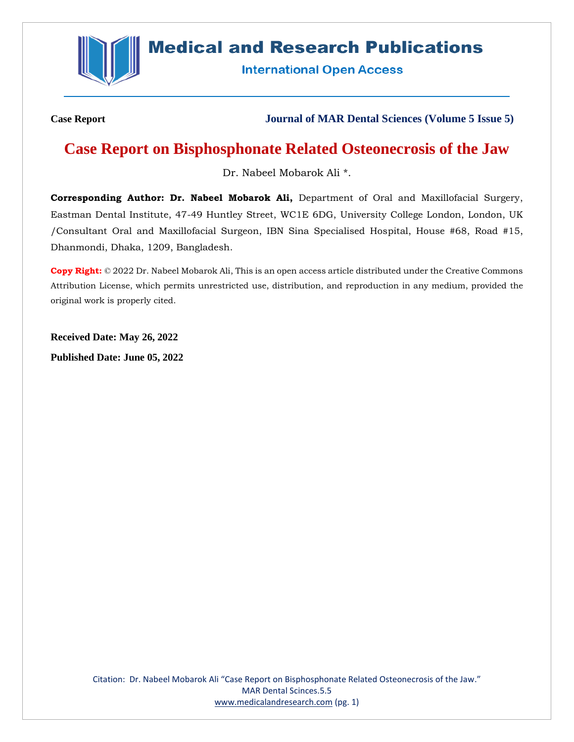**Case Report** **Journal of MAR Dental Sciences (Volume 5 Issue 5)**

# Case Report on Bisphosphonate Related Osteonecrosis of the Jaw

Dr. Nabeel Mobarok Ali *.

**Corresponding Author: Dr. Nabeel Mobarok Ali,** Department of Oral and Maxillofacial Surgery, Eastman Dental Institute, 47-49 Huntley Street, WC1E 6DG, University College London, London, UK /Consultant Oral and Maxillofacial Surgeon, IBN Sina Specialised Hospital, House #68, Road #15, Dhanmondi, Dhaka, 1209, Bangladesh.

**Copy Right:** © 2022 Dr. Nabeel Mobarok Ali, This is an open access article distributed under the Creative Commons Attribution License, which permits unrestricted use, distribution, and reproduction in any medium, provided the original work is properly cited.

**Received Date: May 26, 2022**

**Published Date: June 05, 2022**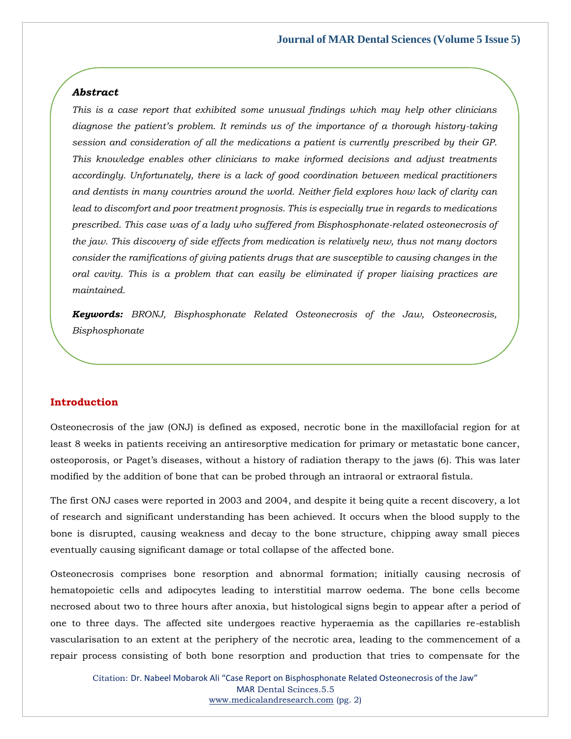### *Abstract*

*This is a case report that exhibited some unusual findings which may help other clinicians diagnose the patient's problem. It reminds us of the importance of a thorough history-taking session and consideration of all the medications a patient is currently prescribed by their GP. This knowledge enables other clinicians to make informed decisions and adjust treatments accordingly. Unfortunately, there is a lack of good coordination between medical practitioners and dentists in many countries around the world. Neither field explores how lack of clarity can lead to discomfort and poor treatment prognosis. This is especially true in regards to medications prescribed. This case was of a lady who suffered from Bisphosphonate-related osteonecrosis of the jaw. This discovery of side effects from medication is relatively new, thus not many doctors consider the ramifications of giving patients drugs that are susceptible to causing changes in the oral cavity. This is a problem that can easily be eliminated if proper liaising practices are maintained.*

***Keywords:*** *BRONJ, Bisphosphonate Related Osteonecrosis of the Jaw, Osteonecrosis, Bisphosphonate*

## Introduction

Osteonecrosis of the jaw (ONJ) is defined as exposed, necrotic bone in the maxillofacial region for at least 8 weeks in patients receiving an antiresorptive medication for primary or metastatic bone cancer, osteoporosis, or Paget's diseases, without a history of radiation therapy to the jaws (6). This was later modified by the addition of bone that can be probed through an intraoral or extraoral fistula.

The first ONJ cases were reported in 2003 and 2004, and despite it being quite a recent discovery, a lot of research and significant understanding has been achieved. It occurs when the blood supply to the bone is disrupted, causing weakness and decay to the bone structure, chipping away small pieces eventually causing significant damage or total collapse of the affected bone.

Osteonecrosis comprises bone resorption and abnormal formation; initially causing necrosis of hematopoietic cells and adipocytes leading to interstitial marrow oedema. The bone cells become necrosed about two to three hours after anoxia, but histological signs begin to appear after a period of one to three days. The affected site undergoes reactive hyperaemia as the capillaries re-establish vascularisation to an extent at the periphery of the necrotic area, leading to the commencement of a repair process consisting of both bone resorption and production that tries to compensate for the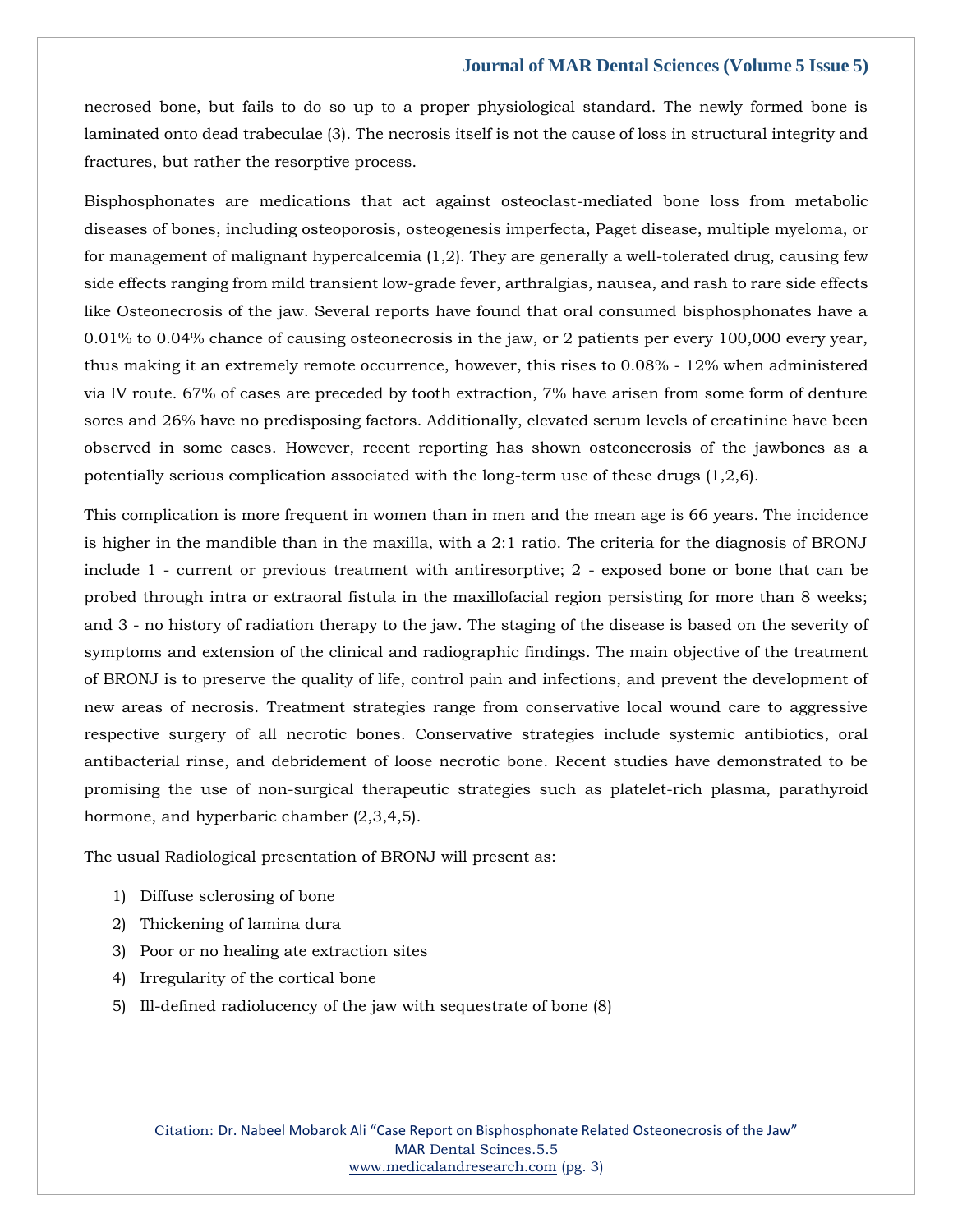necrosed bone, but fails to do so up to a proper physiological standard. The newly formed bone is laminated onto dead trabeculae (3). The necrosis itself is not the cause of loss in structural integrity and fractures, but rather the resorptive process.

Bisphosphonates are medications that act against osteoclast-mediated bone loss from metabolic diseases of bones, including osteoporosis, osteogenesis imperfecta, Paget disease, multiple myeloma, or for management of malignant hypercalcemia (1,2). They are generally a well-tolerated drug, causing few side effects ranging from mild transient low-grade fever, arthralgias, nausea, and rash to rare side effects like Osteonecrosis of the jaw. Several reports have found that oral consumed bisphosphonates have a 0.01% to 0.04% chance of causing osteonecrosis in the jaw, or 2 patients per every 100,000 every year, thus making it an extremely remote occurrence, however, this rises to 0.08% - 12% when administered via IV route. 67% of cases are preceded by tooth extraction, 7% have arisen from some form of denture sores and 26% have no predisposing factors. Additionally, elevated serum levels of creatinine have been observed in some cases. However, recent reporting has shown osteonecrosis of the jawbones as a potentially serious complication associated with the long-term use of these drugs (1,2,6).

This complication is more frequent in women than in men and the mean age is 66 years. The incidence is higher in the mandible than in the maxilla, with a 2:1 ratio. The criteria for the diagnosis of BRONJ include 1 - current or previous treatment with antiresorptive; 2 - exposed bone or bone that can be probed through intra or extraoral fistula in the maxillofacial region persisting for more than 8 weeks; and 3 - no history of radiation therapy to the jaw. The staging of the disease is based on the severity of symptoms and extension of the clinical and radiographic findings. The main objective of the treatment of BRONJ is to preserve the quality of life, control pain and infections, and prevent the development of new areas of necrosis. Treatment strategies range from conservative local wound care to aggressive respective surgery of all necrotic bones. Conservative strategies include systemic antibiotics, oral antibacterial rinse, and debridement of loose necrotic bone. Recent studies have demonstrated to be promising the use of non-surgical therapeutic strategies such as platelet-rich plasma, parathyroid hormone, and hyperbaric chamber (2,3,4,5).

The usual Radiological presentation of BRONJ will present as:

1) Diffuse sclerosing of bone
2) Thickening of lamina dura
3) Poor or no healing ate extraction sites
4) Irregularity of the cortical bone
5) Ill-defined radiolucency of the jaw with sequestrate of bone (8)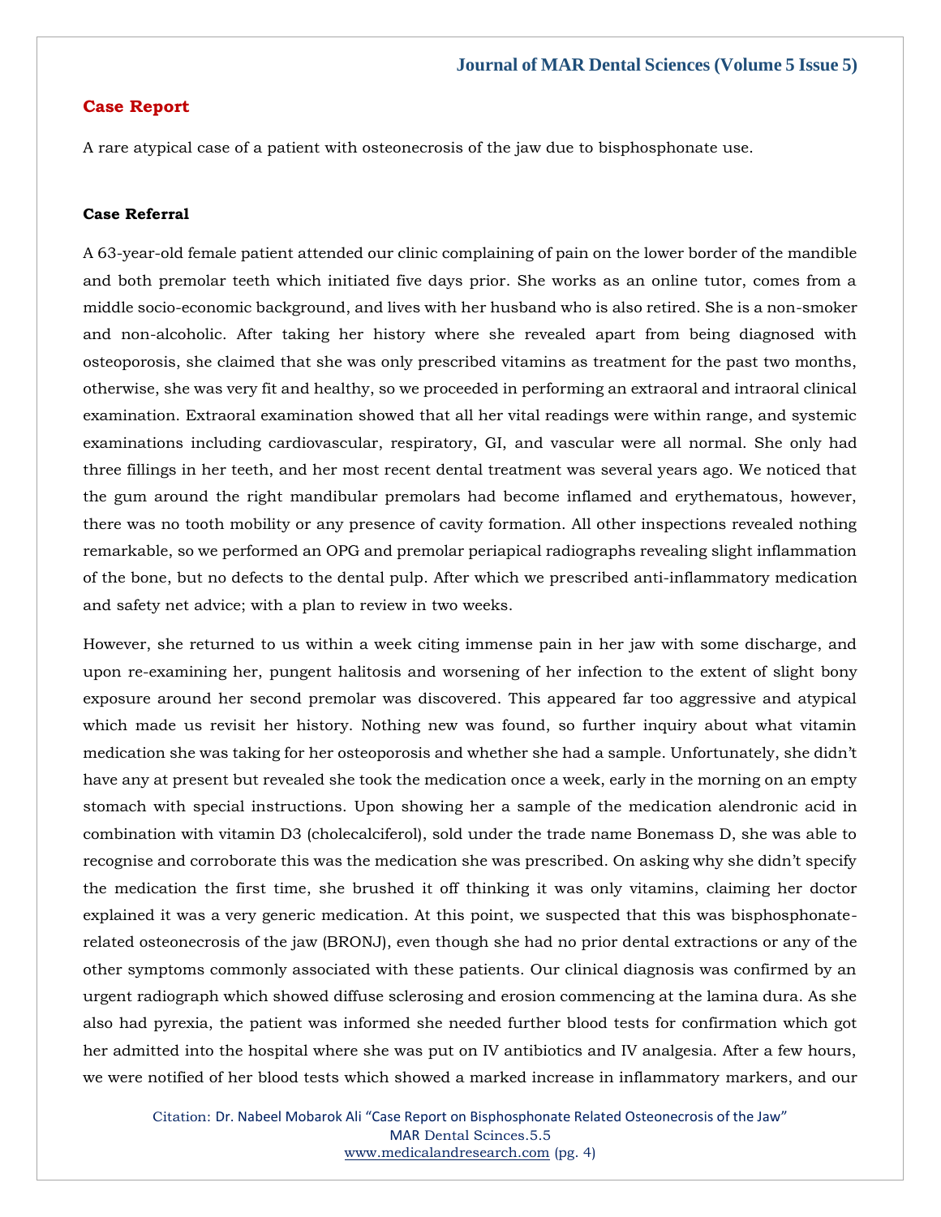## Case Report

A rare atypical case of a patient with osteonecrosis of the jaw due to bisphosphonate use.

### Case Referral

A 63-year-old female patient attended our clinic complaining of pain on the lower border of the mandible and both premolar teeth which initiated five days prior. She works as an online tutor, comes from a middle socio-economic background, and lives with her husband who is also retired. She is a non-smoker and non-alcoholic. After taking her history where she revealed apart from being diagnosed with osteoporosis, she claimed that she was only prescribed vitamins as treatment for the past two months, otherwise, she was very fit and healthy, so we proceeded in performing an extraoral and intraoral clinical examination. Extraoral examination showed that all her vital readings were within range, and systemic examinations including cardiovascular, respiratory, GI, and vascular were all normal. She only had three fillings in her teeth, and her most recent dental treatment was several years ago. We noticed that the gum around the right mandibular premolars had become inflamed and erythematous, however, there was no tooth mobility or any presence of cavity formation. All other inspections revealed nothing remarkable, so we performed an OPG and premolar periapical radiographs revealing slight inflammation of the bone, but no defects to the dental pulp. After which we prescribed anti-inflammatory medication and safety net advice; with a plan to review in two weeks.

However, she returned to us within a week citing immense pain in her jaw with some discharge, and upon re-examining her, pungent halitosis and worsening of her infection to the extent of slight bony exposure around her second premolar was discovered. This appeared far too aggressive and atypical which made us revisit her history. Nothing new was found, so further inquiry about what vitamin medication she was taking for her osteoporosis and whether she had a sample. Unfortunately, she didn't have any at present but revealed she took the medication once a week, early in the morning on an empty stomach with special instructions. Upon showing her a sample of the medication alendronic acid in combination with vitamin D3 (cholecalciferol), sold under the trade name Bonemass D, she was able to recognise and corroborate this was the medication she was prescribed. On asking why she didn't specify the medication the first time, she brushed it off thinking it was only vitamins, claiming her doctor explained it was a very generic medication. At this point, we suspected that this was bisphosphonate-related osteonecrosis of the jaw (BRONJ), even though she had no prior dental extractions or any of the other symptoms commonly associated with these patients. Our clinical diagnosis was confirmed by an urgent radiograph which showed diffuse sclerosing and erosion commencing at the lamina dura. As she also had pyrexia, the patient was informed she needed further blood tests for confirmation which got her admitted into the hospital where she was put on IV antibiotics and IV analgesia. After a few hours, we were notified of her blood tests which showed a marked increase in inflammatory markers, and our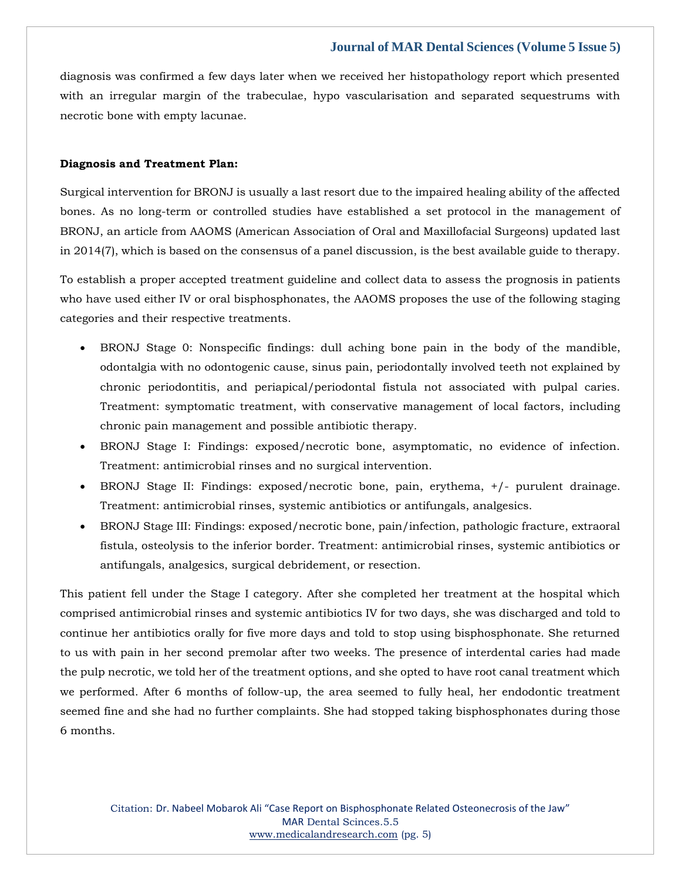diagnosis was confirmed a few days later when we received her histopathology report which presented with an irregular margin of the trabeculae, hypo vascularisation and separated sequestrums with necrotic bone with empty lacunae.

**Diagnosis and Treatment Plan:**

Surgical intervention for BRONJ is usually a last resort due to the impaired healing ability of the affected bones. As no long-term or controlled studies have established a set protocol in the management of BRONJ, an article from AAOMS (American Association of Oral and Maxillofacial Surgeons) updated last in 2014(7), which is based on the consensus of a panel discussion, is the best available guide to therapy.

To establish a proper accepted treatment guideline and collect data to assess the prognosis in patients who have used either IV or oral bisphosphonates, the AAOMS proposes the use of the following staging categories and their respective treatments.

- BRONJ Stage 0: Nonspecific findings: dull aching bone pain in the body of the mandible, odontalgia with no odontogenic cause, sinus pain, periodontally involved teeth not explained by chronic periodontitis, and periapical/periodontal fistula not associated with pulpal caries. Treatment: symptomatic treatment, with conservative management of local factors, including chronic pain management and possible antibiotic therapy.
- BRONJ Stage I: Findings: exposed/necrotic bone, asymptomatic, no evidence of infection. Treatment: antimicrobial rinses and no surgical intervention.
- BRONJ Stage II: Findings: exposed/necrotic bone, pain, erythema, +/- purulent drainage. Treatment: antimicrobial rinses, systemic antibiotics or antifungals, analgesics.
- BRONJ Stage III: Findings: exposed/necrotic bone, pain/infection, pathologic fracture, extraoral fistula, osteolysis to the inferior border. Treatment: antimicrobial rinses, systemic antibiotics or antifungals, analgesics, surgical debridement, or resection.

This patient fell under the Stage I category. After she completed her treatment at the hospital which comprised antimicrobial rinses and systemic antibiotics IV for two days, she was discharged and told to continue her antibiotics orally for five more days and told to stop using bisphosphonate. She returned to us with pain in her second premolar after two weeks. The presence of interdental caries had made the pulp necrotic, we told her of the treatment options, and she opted to have root canal treatment which we performed. After 6 months of follow-up, the area seemed to fully heal, her endodontic treatment seemed fine and she had no further complaints. She had stopped taking bisphosphonates during those 6 months.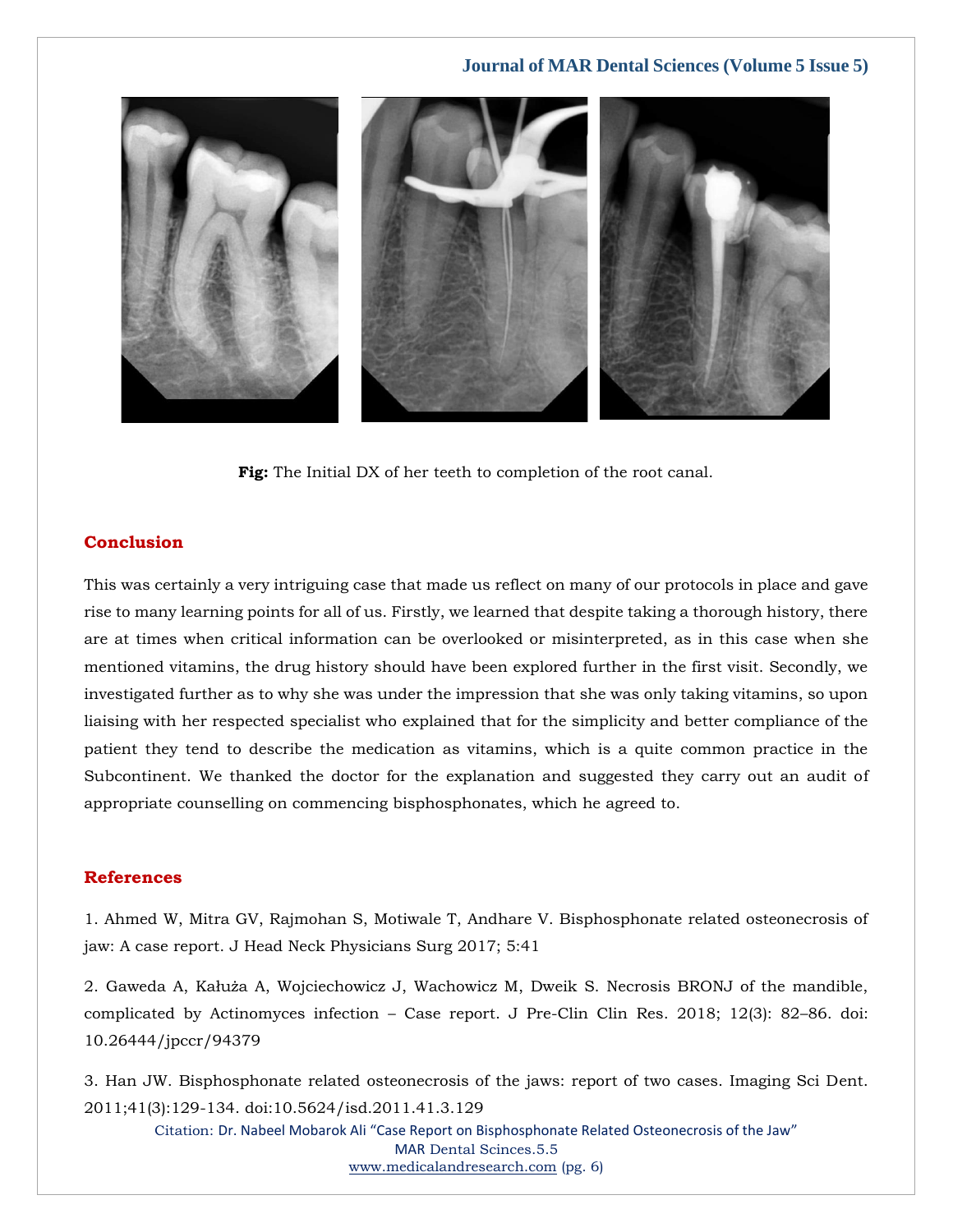**Fig:** The Initial DX of her teeth to completion of the root canal.

## Conclusion

This was certainly a very intriguing case that made us reflect on many of our protocols in place and gave rise to many learning points for all of us. Firstly, we learned that despite taking a thorough history, there are at times when critical information can be overlooked or misinterpreted, as in this case when she mentioned vitamins, the drug history should have been explored further in the first visit. Secondly, we investigated further as to why she was under the impression that she was only taking vitamins, so upon liaising with her respected specialist who explained that for the simplicity and better compliance of the patient they tend to describe the medication as vitamins, which is a quite common practice in the Subcontinent. We thanked the doctor for the explanation and suggested they carry out an audit of appropriate counselling on commencing bisphosphonates, which he agreed to.

## References

1. Ahmed W, Mitra GV, Rajmohan S, Motiwale T, Andhare V. Bisphosphonate related osteonecrosis of jaw: A case report. J Head Neck Physicians Surg 2017; 5:41

2. Gaweda A, Kałuża A, Wojciechowicz J, Wachowicz M, Dweik S. Necrosis BRONJ of the mandible, complicated by Actinomyces infection – Case report. J Pre-Clin Clin Res. 2018; 12(3): 82–86. doi: 10.26444/jpccr/94379

3. Han JW. Bisphosphonate related osteonecrosis of the jaws: report of two cases. Imaging Sci Dent. 2011;41(3):129-134. doi:10.5624/isd.2011.41.3.129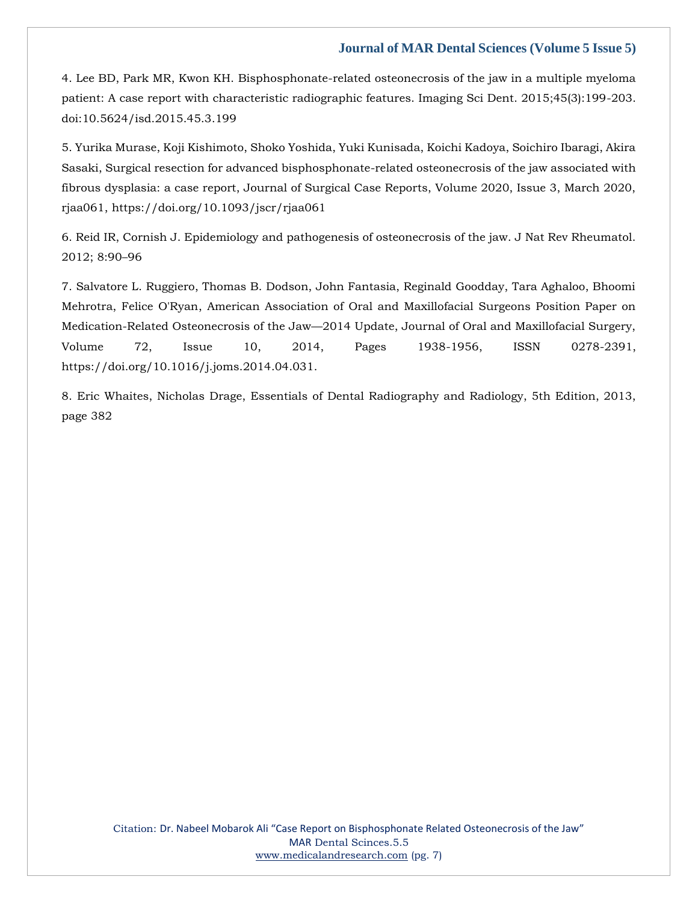4. Lee BD, Park MR, Kwon KH. Bisphosphonate-related osteonecrosis of the jaw in a multiple myeloma patient: A case report with characteristic radiographic features. Imaging Sci Dent. 2015;45(3):199-203. doi:10.5624/isd.2015.45.3.199

5. Yurika Murase, Koji Kishimoto, Shoko Yoshida, Yuki Kunisada, Koichi Kadoya, Soichiro Ibaragi, Akira Sasaki, Surgical resection for advanced bisphosphonate-related osteonecrosis of the jaw associated with fibrous dysplasia: a case report, Journal of Surgical Case Reports, Volume 2020, Issue 3, March 2020, rjaa061, https://doi.org/10.1093/jscr/rjaa061

6. Reid IR, Cornish J. Epidemiology and pathogenesis of osteonecrosis of the jaw. J Nat Rev Rheumatol. 2012; 8:90–96

7. Salvatore L. Ruggiero, Thomas B. Dodson, John Fantasia, Reginald Goodday, Tara Aghaloo, Bhoomi Mehrotra, Felice O'Ryan, American Association of Oral and Maxillofacial Surgeons Position Paper on Medication-Related Osteonecrosis of the Jaw—2014 Update, Journal of Oral and Maxillofacial Surgery, Volume 72, Issue 10, 2014, Pages 1938-1956, ISSN 0278-2391, https://doi.org/10.1016/j.joms.2014.04.031.

8. Eric Whaites, Nicholas Drage, Essentials of Dental Radiography and Radiology, 5th Edition, 2013, page 382